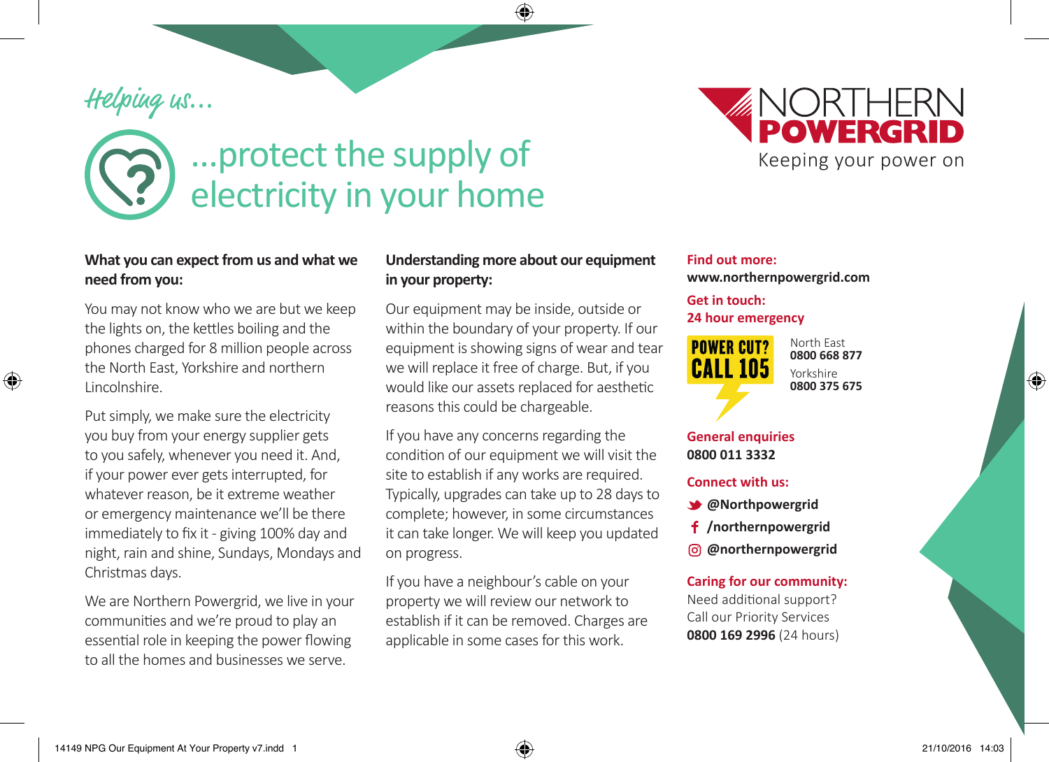*Helping us...*

# ...protect the supply of electricity in your home

**NORTHERN POWERGRID**
Keeping your power on

### What you can expect from us and what we need from you:

You may not know who we are but we keep the lights on, the kettles boiling and the phones charged for 8 million people across the North East, Yorkshire and northern Lincolnshire.

Put simply, we make sure the electricity you buy from your energy supplier gets to you safely, whenever you need it. And, if your power ever gets interrupted, for whatever reason, be it extreme weather or emergency maintenance we'll be there immediately to fix it - giving 100% day and night, rain and shine, Sundays, Mondays and Christmas days.

We are Northern Powergrid, we live in your communities and we're proud to play an essential role in keeping the power flowing to all the homes and businesses we serve.

### Understanding more about our equipment in your property:

Our equipment may be inside, outside or within the boundary of your property. If our equipment is showing signs of wear and tear we will replace it free of charge. But, if you would like our assets replaced for aesthetic reasons this could be chargeable.

If you have any concerns regarding the condition of our equipment we will visit the site to establish if any works are required. Typically, upgrades can take up to 28 days to complete; however, in some circumstances it can take longer. We will keep you updated on progress.

If you have a neighbour's cable on your property we will review our network to establish if it can be removed. Charges are applicable in some cases for this work.

**Find out more:**
**www.northernpowergrid.com**

**Get in touch:**
**24 hour emergency**

**POWER CUT? CALL 105**

North East
**0800 668 877**

Yorkshire
**0800 375 675**

**General enquiries**
**0800 011 3332**

**Connect with us:**

- **@Northpowergrid**
- **/northernpowergrid**
- **@northernpowergrid**

**Caring for our community:**
Need additional support?
Call our Priority Services
**0800 169 2996** (24 hours)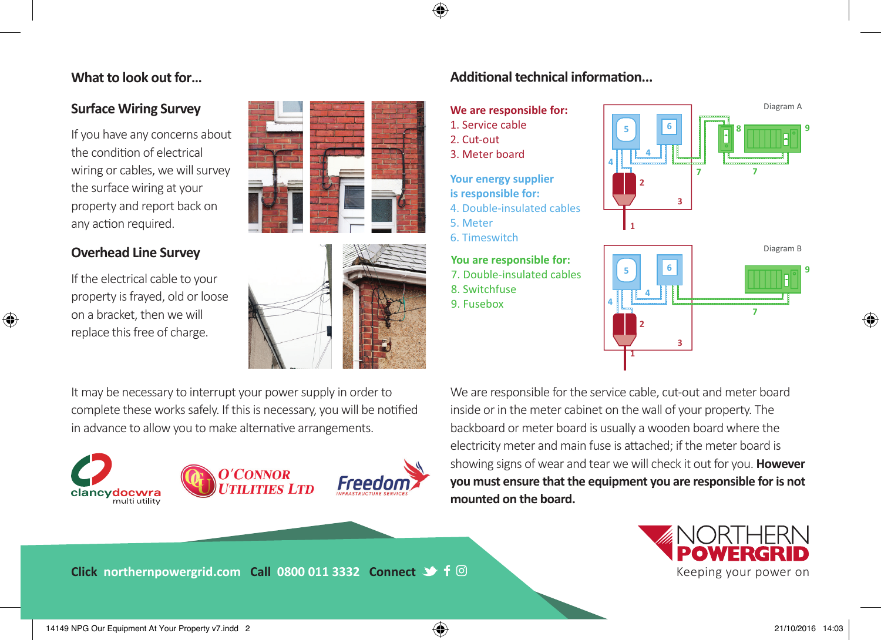## What to look out for...

### Surface Wiring Survey

If you have any concerns about the condition of electrical wiring or cables, we will survey the surface wiring at your property and report back on any action required.

### Overhead Line Survey

If the electrical cable to your property is frayed, old or loose on a bracket, then we will replace this free of charge.

It may be necessary to interrupt your power supply in order to complete these works safely. If this is necessary, you will be notified in advance to allow you to make alternative arrangements.

clancydocwra multi utility

O'Connor Utilities Ltd

Freedom Infrastructure Services

## Additional technical information...

**We are responsible for:**

1. Service cable
2. Cut-out
3. Meter board

**Your energy supplier is responsible for:**

4. Double-insulated cables
5. Meter
6. Timeswitch

**You are responsible for:**

7. Double-insulated cables
8. Switchfuse
9. Fusebox

Diagram A

Diagram B

We are responsible for the service cable, cut-out and meter board inside or in the meter cabinet on the wall of your property. The backboard or meter board is usually a wooden board where the electricity meter and main fuse is attached; if the meter board is showing signs of wear and tear we will check it out for you. **However you must ensure that the equipment you are responsible for is not mounted on the board.**

**Click** northernpowergrid.com **Call** 0800 011 3332 **Connect**

NORTHERN POWERGRID
Keeping your power on